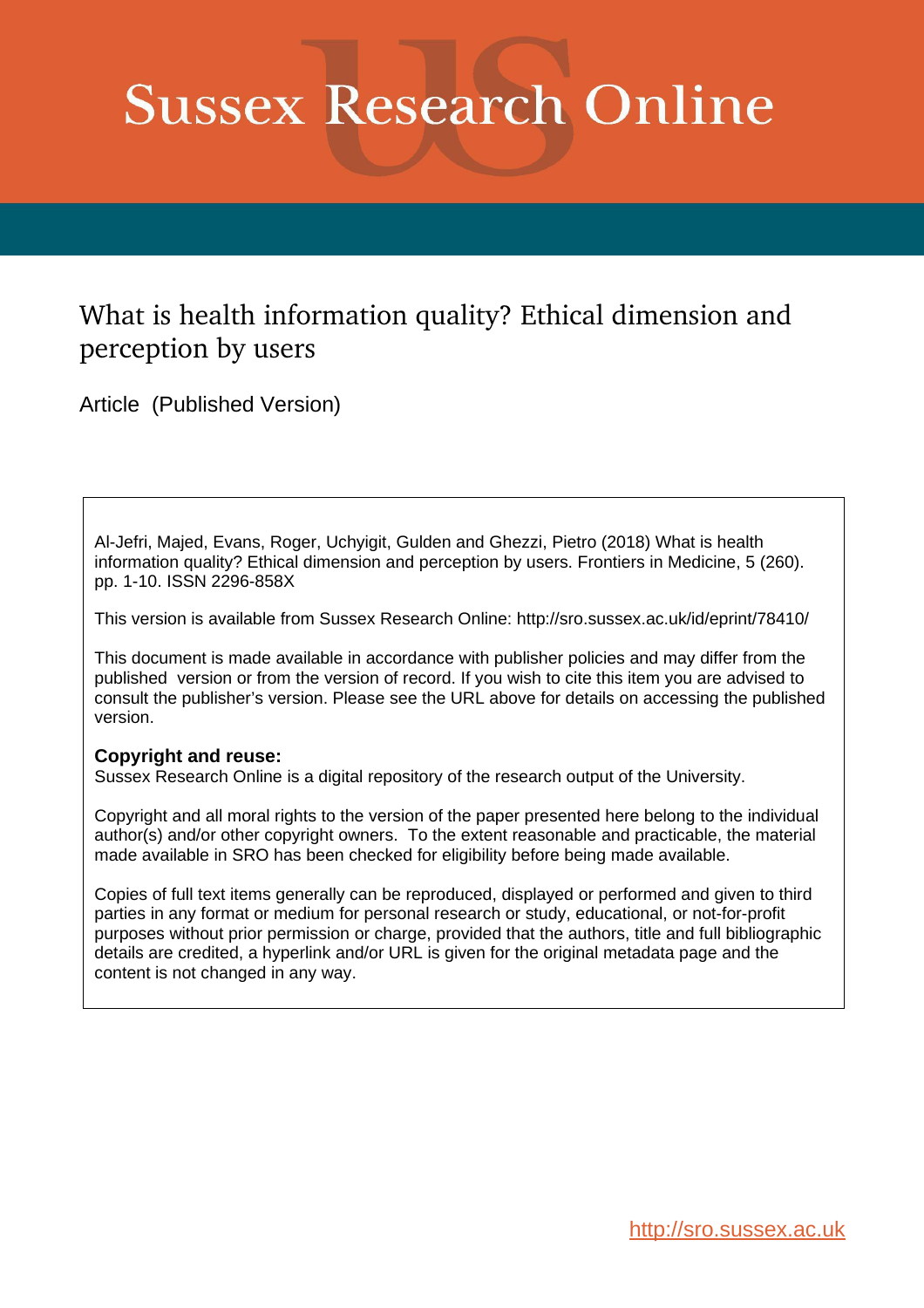# Sussex Research Online

## What is health information quality? Ethical dimension and perception by users

Article (Published Version)

Al-Jefri, Majed, Evans, Roger, Uchyigit, Gulden and Ghezzi, Pietro (2018) What is health information quality? Ethical dimension and perception by users. Frontiers in Medicine, 5 (260). pp. 1-10. ISSN 2296-858X

This version is available from Sussex Research Online: http://sro.sussex.ac.uk/id/eprint/78410/

This document is made available in accordance with publisher policies and may differ from the published version or from the version of record. If you wish to cite this item you are advised to consult the publisher's version. Please see the URL above for details on accessing the published version.

**Copyright and reuse:**
Sussex Research Online is a digital repository of the research output of the University.

Copyright and all moral rights to the version of the paper presented here belong to the individual author(s) and/or other copyright owners. To the extent reasonable and practicable, the material made available in SRO has been checked for eligibility before being made available.

Copies of full text items generally can be reproduced, displayed or performed and given to third parties in any format or medium for personal research or study, educational, or not-for-profit purposes without prior permission or charge, provided that the authors, title and full bibliographic details are credited, a hyperlink and/or URL is given for the original metadata page and the content is not changed in any way.

http://sro.sussex.ac.uk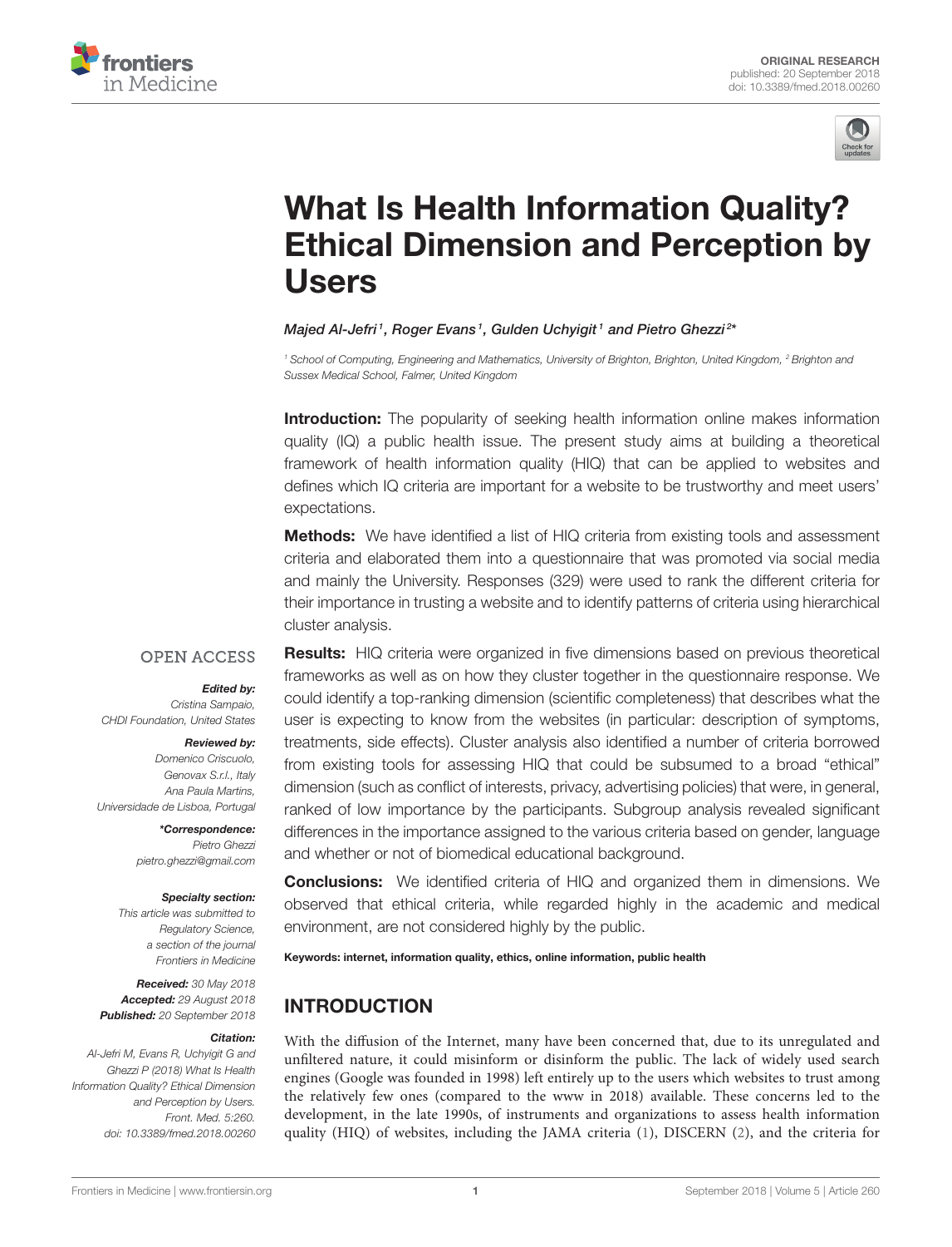# What Is Health Information Quality? Ethical Dimension and Perception by Users

*Majed Al-Jefri[1], Roger Evans[1], Gulden Uchyigit[1] and Pietro Ghezzi[2]**

[1] School of Computing, Engineering and Mathematics, University of Brighton, Brighton, United Kingdom, [2] Brighton and Sussex Medical School, Falmer, United Kingdom

**Introduction:** The popularity of seeking health information online makes information quality (IQ) a public health issue. The present study aims at building a theoretical framework of health information quality (HIQ) that can be applied to websites and defines which IQ criteria are important for a website to be trustworthy and meet users' expectations.

**Methods:** We have identified a list of HIQ criteria from existing tools and assessment criteria and elaborated them into a questionnaire that was promoted via social media and mainly the University. Responses (329) were used to rank the different criteria for their importance in trusting a website and to identify patterns of criteria using hierarchical cluster analysis.

**Results:** HIQ criteria were organized in five dimensions based on previous theoretical frameworks as well as on how they cluster together in the questionnaire response. We could identify a top-ranking dimension (scientific completeness) that describes what the user is expecting to know from the websites (in particular: description of symptoms, treatments, side effects). Cluster analysis also identified a number of criteria borrowed from existing tools for assessing HIQ that could be subsumed to a broad "ethical" dimension (such as conflict of interests, privacy, advertising policies) that were, in general, ranked of low importance by the participants. Subgroup analysis revealed significant differences in the importance assigned to the various criteria based on gender, language and whether or not of biomedical educational background.

**Conclusions:** We identified criteria of HIQ and organized them in dimensions. We observed that ethical criteria, while regarded highly in the academic and medical environment, are not considered highly by the public.

**Keywords: internet, information quality, ethics, online information, public health**

OPEN ACCESS

***Edited by:***
*Cristina Sampaio,*
*CHDI Foundation, United States*

***Reviewed by:***
*Domenico Criscuolo,*
*Genovax S.r.l., Italy*
*Ana Paula Martins,*
*Universidade de Lisboa, Portugal*

****Correspondence:***
*Pietro Ghezzi*
*pietro.ghezzi@gmail.com*

***Specialty section:***
*This article was submitted to Regulatory Science, a section of the journal Frontiers in Medicine*

***Received:*** *30 May 2018*
***Accepted:*** *29 August 2018*
***Published:*** *20 September 2018*

***Citation:***
*Al-Jefri M, Evans R, Uchyigit G and Ghezzi P (2018) What Is Health Information Quality? Ethical Dimension and Perception by Users. Front. Med. 5:260. doi: 10.3389/fmed.2018.00260*

## INTRODUCTION

With the diffusion of the Internet, many have been concerned that, due to its unregulated and unfiltered nature, it could misinform or disinform the public. The lack of widely used search engines (Google was founded in 1998) left entirely up to the users which websites to trust among the relatively few ones (compared to the www in 2018) available. These concerns led to the development, in the late 1990s, of instruments and organizations to assess health information quality (HIQ) of websites, including the JAMA criteria (1), DISCERN (2), and the criteria for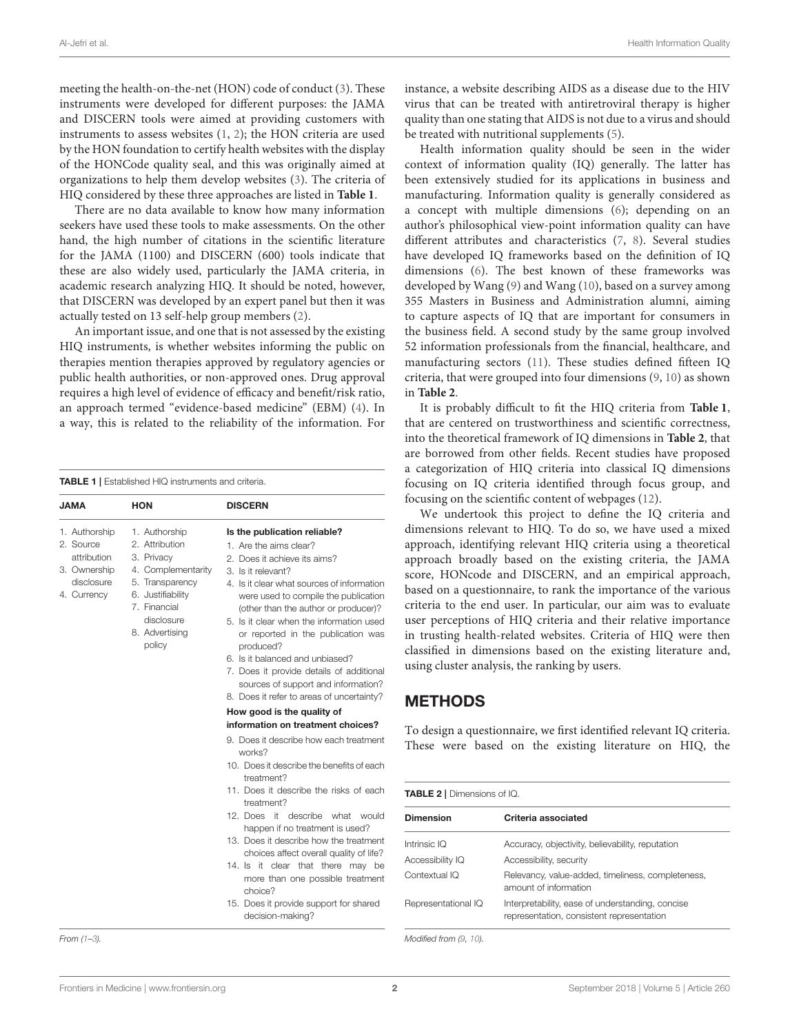meeting the health-on-the-net (HON) code of conduct (3). These instruments were developed for different purposes: the JAMA and DISCERN tools were aimed at providing customers with instruments to assess websites (1, 2); the HON criteria are used by the HON foundation to certify health websites with the display of the HONCode quality seal, and this was originally aimed at organizations to help them develop websites (3). The criteria of HIQ considered by these three approaches are listed in **Table 1**.

There are no data available to know how many information seekers have used these tools to make assessments. On the other hand, the high number of citations in the scientific literature for the JAMA (1100) and DISCERN (600) tools indicate that these are also widely used, particularly the JAMA criteria, in academic research analyzing HIQ. It should be noted, however, that DISCERN was developed by an expert panel but then it was actually tested on 13 self-help group members (2).

An important issue, and one that is not assessed by the existing HIQ instruments, is whether websites informing the public on therapies mention therapies approved by regulatory agencies or public health authorities, or non-approved ones. Drug approval requires a high level of evidence of efficacy and benefit/risk ratio, an approach termed "evidence-based medicine" (EBM) (4). In a way, this is related to the reliability of the information. For instance, a website describing AIDS as a disease due to the HIV virus that can be treated with antiretroviral therapy is higher quality than one stating that AIDS is not due to a virus and should be treated with nutritional supplements (5).

**TABLE 1** | Established HIQ instruments and criteria.

| JAMA | HON | DISCERN |
|---|---|---|
| 1. Authorship | 1. Authorship | **Is the publication reliable?** |
| 2. Source attribution | 2. Attribution | 1. Are the aims clear? |
| 3. Ownership disclosure | 3. Privacy | 2. Does it achieve its aims? |
| 4. Currency | 4. Complementarity | 3. Is it relevant? |
| | 5. Transparency | 4. Is it clear what sources of information were used to compile the publication (other than the author or producer)? |
| | 6. Justifiability | 5. Is it clear when the information used or reported in the publication was produced? |
| | 7. Financial disclosure | 6. Is it balanced and unbiased? |
| | 8. Advertising policy | 7. Does it provide details of additional sources of support and information? |
| | | 8. Does it refer to areas of uncertainty? |
| | | **How good is the quality of information on treatment choices?** |
| | | 9. Does it describe how each treatment works? |
| | | 10. Does it describe the benefits of each treatment? |
| | | 11. Does it describe the risks of each treatment? |
| | | 12. Does it describe what would happen if no treatment is used? |
| | | 13. Does it describe how the treatment choices affect overall quality of life? |
| | | 14. Is it clear that there may be more than one possible treatment choice? |
| | | 15. Does it provide support for shared decision-making? |

*From (1–3).*

Health information quality should be seen in the wider context of information quality (IQ) generally. The latter has been extensively studied for its applications in business and manufacturing. Information quality is generally considered as a concept with multiple dimensions (6); depending on an author's philosophical view-point information quality can have different attributes and characteristics (7, 8). Several studies have developed IQ frameworks based on the definition of IQ dimensions (6). The best known of these frameworks was developed by Wang (9) and Wang (10), based on a survey among 355 Masters in Business and Administration alumni, aiming to capture aspects of IQ that are important for consumers in the business field. A second study by the same group involved 52 information professionals from the financial, healthcare, and manufacturing sectors (11). These studies defined fifteen IQ criteria, that were grouped into four dimensions (9, 10) as shown in **Table 2**.

It is probably difficult to fit the HIQ criteria from **Table 1**, that are centered on trustworthiness and scientific correctness, into the theoretical framework of IQ dimensions in **Table 2**, that are borrowed from other fields. Recent studies have proposed a categorization of HIQ criteria into classical IQ dimensions focusing on IQ criteria identified through focus group, and focusing on the scientific content of webpages (12).

We undertook this project to define the IQ criteria and dimensions relevant to HIQ. To do so, we have used a mixed approach, identifying relevant HIQ criteria using a theoretical approach broadly based on the existing criteria, the JAMA score, HONcode and DISCERN, and an empirical approach, based on a questionnaire, to rank the importance of the various criteria to the end user. In particular, our aim was to evaluate user perceptions of HIQ criteria and their relative importance in trusting health-related websites. Criteria of HIQ were then classified in dimensions based on the existing literature and, using cluster analysis, the ranking by users.

## METHODS

To design a questionnaire, we first identified relevant IQ criteria. These were based on the existing literature on HIQ, the

**TABLE 2** | Dimensions of IQ.

| Dimension | Criteria associated |
|---|---|
| Intrinsic IQ | Accuracy, objectivity, believability, reputation |
| Accessibility IQ | Accessibility, security |
| Contextual IQ | Relevancy, value-added, timeliness, completeness, amount of information |
| Representational IQ | Interpretability, ease of understanding, concise representation, consistent representation |

*Modified from (9, 10).*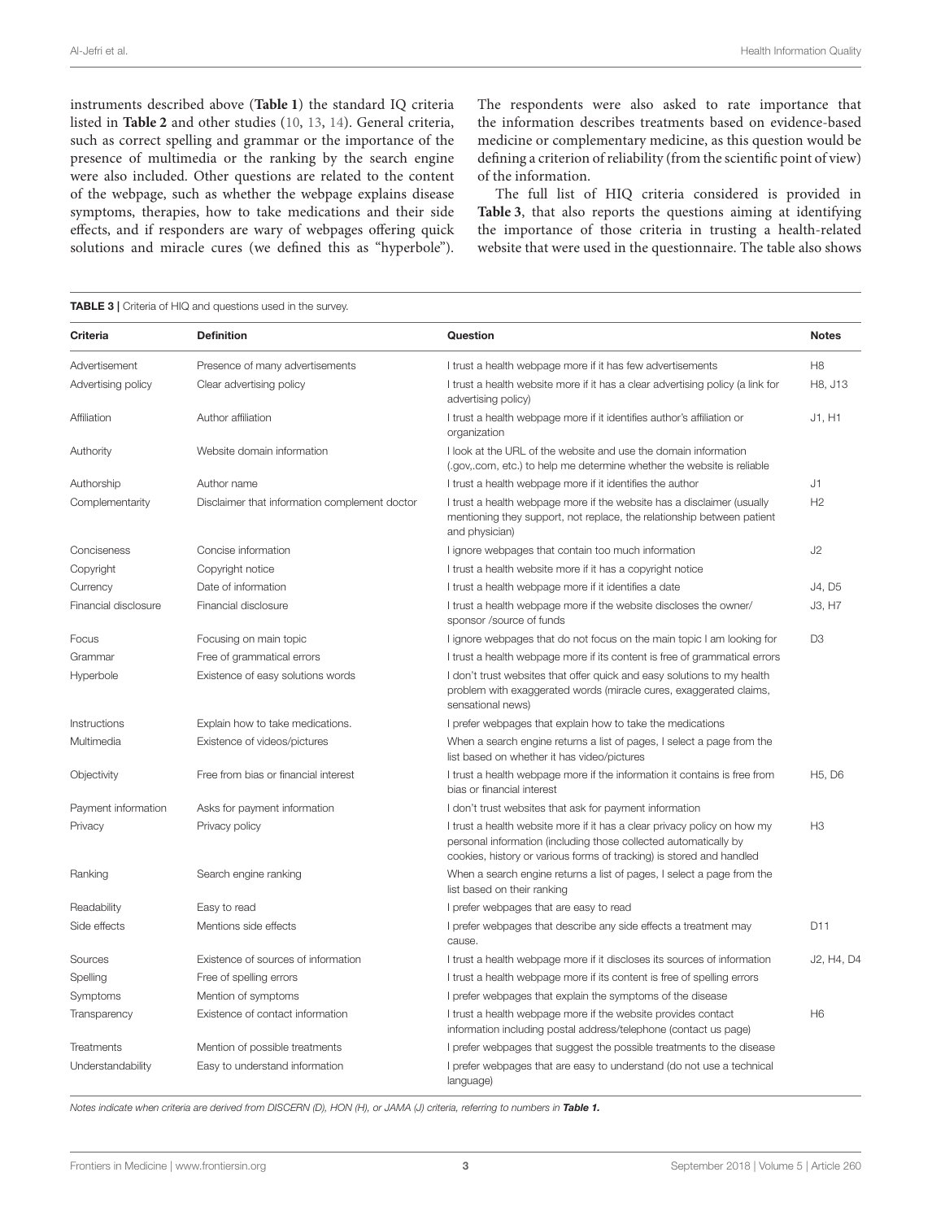instruments described above (**Table 1**) the standard IQ criteria listed in **Table 2** and other studies (10, 13, 14). General criteria, such as correct spelling and grammar or the importance of the presence of multimedia or the ranking by the search engine were also included. Other questions are related to the content of the webpage, such as whether the webpage explains disease symptoms, therapies, how to take medications and their side effects, and if responders are wary of webpages offering quick solutions and miracle cures (we defined this as "hyperbole"). The respondents were also asked to rate importance that the information describes treatments based on evidence-based medicine or complementary medicine, as this question would be defining a criterion of reliability (from the scientific point of view) of the information.

The full list of HIQ criteria considered is provided in **Table 3**, that also reports the questions aiming at identifying the importance of those criteria in trusting a health-related website that were used in the questionnaire. The table also shows

**TABLE 3 |** Criteria of HIQ and questions used in the survey.

| Criteria | Definition | Question | Notes |
|---|---|---|---|
| Advertisement | Presence of many advertisements | I trust a health webpage more if it has few advertisements | H8 |
| Advertising policy | Clear advertising policy | I trust a health website more if it has a clear advertising policy (a link for advertising policy) | H8, J13 |
| Affiliation | Author affiliation | I trust a health webpage more if it identifies author's affiliation or organization | J1, H1 |
| Authority | Website domain information | I look at the URL of the website and use the domain information (.gov,.com, etc.) to help me determine whether the website is reliable | |
| Authorship | Author name | I trust a health webpage more if it identifies the author | J1 |
| Complementarity | Disclaimer that information complement doctor | I trust a health webpage more if the website has a disclaimer (usually mentioning they support, not replace, the relationship between patient and physician) | H2 |
| Conciseness | Concise information | I ignore webpages that contain too much information | J2 |
| Copyright | Copyright notice | I trust a health website more if it has a copyright notice | |
| Currency | Date of information | I trust a health webpage more if it identifies a date | J4, D5 |
| Financial disclosure | Financial disclosure | I trust a health webpage more if the website discloses the owner/ sponsor /source of funds | J3, H7 |
| Focus | Focusing on main topic | I ignore webpages that do not focus on the main topic I am looking for | D3 |
| Grammar | Free of grammatical errors | I trust a health webpage more if its content is free of grammatical errors | |
| Hyperbole | Existence of easy solutions words | I don't trust websites that offer quick and easy solutions to my health problem with exaggerated words (miracle cures, exaggerated claims, sensational news) | |
| Instructions | Explain how to take medications. | I prefer webpages that explain how to take the medications | |
| Multimedia | Existence of videos/pictures | When a search engine returns a list of pages, I select a page from the list based on whether it has video/pictures | |
| Objectivity | Free from bias or financial interest | I trust a health webpage more if the information it contains is free from bias or financial interest | H5, D6 |
| Payment information | Asks for payment information | I don't trust websites that ask for payment information | |
| Privacy | Privacy policy | I trust a health website more if it has a clear privacy policy on how my personal information (including those collected automatically by cookies, history or various forms of tracking) is stored and handled | H3 |
| Ranking | Search engine ranking | When a search engine returns a list of pages, I select a page from the list based on their ranking | |
| Readability | Easy to read | I prefer webpages that are easy to read | |
| Side effects | Mentions side effects | I prefer webpages that describe any side effects a treatment may cause. | D11 |
| Sources | Existence of sources of information | I trust a health webpage more if it discloses its sources of information | J2, H4, D4 |
| Spelling | Free of spelling errors | I trust a health webpage more if its content is free of spelling errors | |
| Symptoms | Mention of symptoms | I prefer webpages that explain the symptoms of the disease | |
| Transparency | Existence of contact information | I trust a health webpage more if the website provides contact information including postal address/telephone (contact us page) | H6 |
| Treatments | Mention of possible treatments | I prefer webpages that suggest the possible treatments to the disease | |
| Understandability | Easy to understand information | I prefer webpages that are easy to understand (do not use a technical language) | |

*Notes indicate when criteria are derived from DISCERN (D), HON (H), or JAMA (J) criteria, referring to numbers in **Table 1.***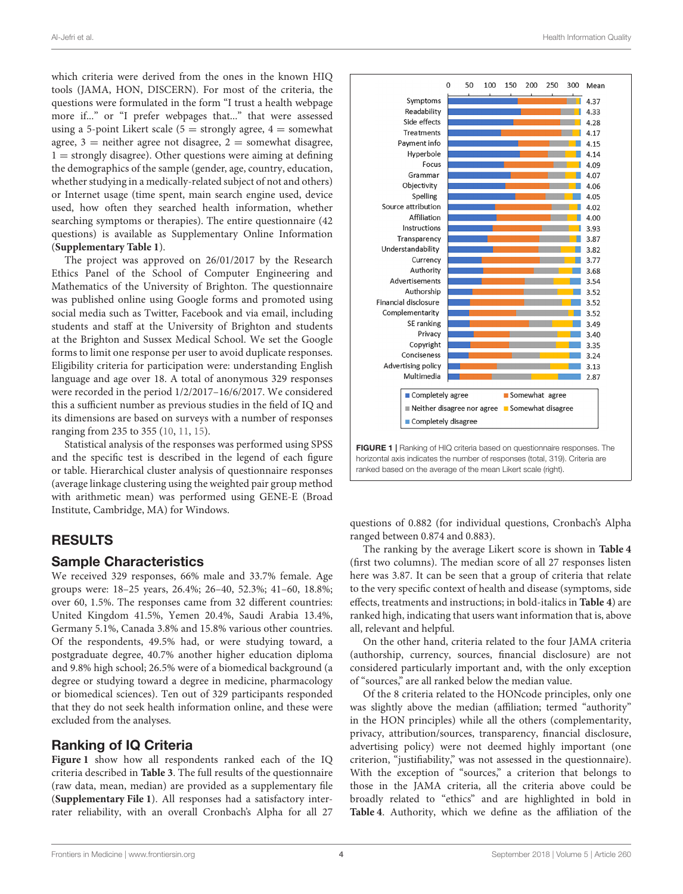which criteria were derived from the ones in the known HIQ tools (JAMA, HON, DISCERN). For most of the criteria, the questions were formulated in the form "I trust a health webpage more if..." or "I prefer webpages that..." that were assessed using a 5-point Likert scale (5 = strongly agree, 4 = somewhat agree, 3 = neither agree not disagree, 2 = somewhat disagree, 1 = strongly disagree). Other questions were aiming at defining the demographics of the sample (gender, age, country, education, whether studying in a medically-related subject of not and others) or Internet usage (time spent, main search engine used, device used, how often they searched health information, whether searching symptoms or therapies). The entire questionnaire (42 questions) is available as Supplementary Online Information (**Supplementary Table 1**).

The project was approved on 26/01/2017 by the Research Ethics Panel of the School of Computer Engineering and Mathematics of the University of Brighton. The questionnaire was published online using Google forms and promoted using social media such as Twitter, Facebook and via email, including students and staff at the University of Brighton and students at the Brighton and Sussex Medical School. We set the Google forms to limit one response per user to avoid duplicate responses. Eligibility criteria for participation were: understanding English language and age over 18. A total of anonymous 329 responses were recorded in the period 1/2/2017–16/6/2017. We considered this a sufficient number as previous studies in the field of IQ and its dimensions are based on surveys with a number of responses ranging from 235 to 355 (10, 11, 15).

Statistical analysis of the responses was performed using SPSS and the specific test is described in the legend of each figure or table. Hierarchical cluster analysis of questionnaire responses (average linkage clustering using the weighted pair group method with arithmetic mean) was performed using GENE-E (Broad Institute, Cambridge, MA) for Windows.

## RESULTS

### Sample Characteristics

We received 329 responses, 66% male and 33.7% female. Age groups were: 18–25 years, 26.4%; 26–40, 52.3%; 41–60, 18.8%; over 60, 1.5%. The responses came from 32 different countries: United Kingdom 41.5%, Yemen 20.4%, Saudi Arabia 13.4%, Germany 5.1%, Canada 3.8% and 15.8% various other countries. Of the respondents, 49.5% had, or were studying toward, a postgraduate degree, 40.7% another higher education diploma and 9.8% high school; 26.5% were of a biomedical background (a degree or studying toward a degree in medicine, pharmacology or biomedical sciences). Ten out of 329 participants responded that they do not seek health information online, and these were excluded from the analyses.

### Ranking of IQ Criteria

**Figure 1** show how all respondents ranked each of the IQ criteria described in **Table 3**. The full results of the questionnaire (raw data, mean, median) are provided as a supplementary file (**Supplementary File 1**). All responses had a satisfactory inter-rater reliability, with an overall Cronbach's Alpha for all 27 questions of 0.882 (for individual questions, Cronbach's Alpha ranged between 0.874 and 0.883).

**FIGURE 1** | Ranking of HIQ criteria based on questionnaire responses. The horizontal axis indicates the number of responses (total, 319). Criteria are ranked based on the average of the mean Likert scale (right).

The ranking by the average Likert score is shown in **Table 4** (first two columns). The median score of all 27 responses listen here was 3.87. It can be seen that a group of criteria that relate to the very specific context of health and disease (symptoms, side effects, treatments and instructions; in bold-italics in **Table 4**) are ranked high, indicating that users want information that is, above all, relevant and helpful.

On the other hand, criteria related to the four JAMA criteria (authorship, currency, sources, financial disclosure) are not considered particularly important and, with the only exception of "sources," are all ranked below the median value.

Of the 8 criteria related to the HONcode principles, only one was slightly above the median (affiliation; termed "authority" in the HON principles) while all the others (complementarity, privacy, attribution/sources, transparency, financial disclosure, advertising policy) were not deemed highly important (one criterion, "justifiability," was not assessed in the questionnaire). With the exception of "sources," a criterion that belongs to those in the JAMA criteria, all the criteria above could be broadly related to "ethics" and are highlighted in bold in **Table 4**. Authority, which we define as the affiliation of the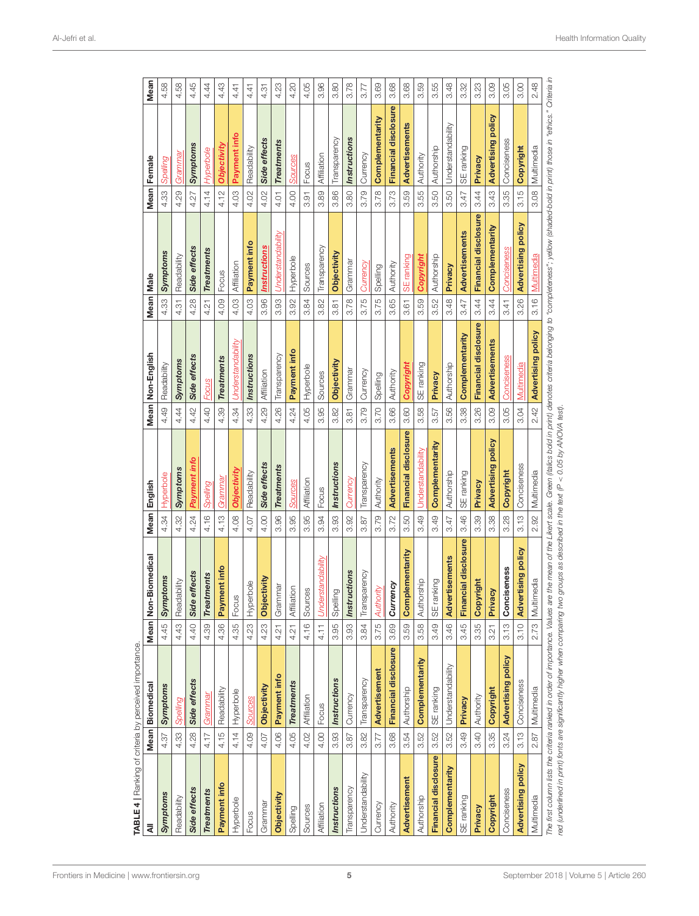**TABLE 4 |** Ranking of criteria by perceived importance.

| All | Mean | Biomedical | Mean | Non-Biomedical | Mean | English | Mean | Non-English | Mean | Male | Mean | Female | Mean |
|---|---|---|---|---|---|---|---|---|---|---|---|---|---|
| ***Symptoms*** | 4.37 | ***Symptoms*** | 4.45 | ***Symptoms*** | 4.34 | Hyperbole | 4.49 | Readability | 4.33 | ***Symptoms*** | 4.33 | Spelling | 4.58 |
| Readability | 4.33 | Spelling | 4.43 | Readability | 4.32 | ***Symptoms*** | 4.44 | ***Symptoms*** | 4.31 | Readability | 4.29 | Grammar | 4.58 |
| ***Side effects*** | 4.28 | ***Side effects*** | 4.40 | ***Side effects*** | 4.24 | **Payment info** | 4.42 | ***Side effects*** | 4.28 | ***Side effects*** | 4.27 | ***Symptoms*** | 4.45 |
| ***Treatments*** | 4.17 | Grammar | 4.39 | ***Treatments*** | 4.16 | Spelling | 4.40 | Focus | 4.21 | ***Treatments*** | 4.14 | Hyperbole | 4.44 |
| **Payment info** | 4.15 | Readability | 4.36 | **Payment info** | 4.13 | Grammar | 4.39 | ***Treatments*** | 4.09 | Focus | 4.12 | **Objectivity** | 4.43 |
| Hyperbole | 4.14 | Hyperbole | 4.35 | Focus | 4.08 | **Objectivity** | 4.34 | Understandability | 4.03 | Affiliation | 4.03 | **Payment info** | 4.41 |
| Focus | 4.09 | Sources | 4.23 | Hyperbole | 4.07 | Readability | 4.33 | ***Instructions*** | 4.03 | **Payment info** | 4.02 | Readability | 4.41 |
| Grammar | 4.07 | **Objectivity** | 4.23 | **Objectivity** | 4.00 | ***Side effects*** | 4.29 | Affiliation | 3.96 | ***Instructions*** | 4.02 | ***Side effects*** | 4.31 |
| **Objectivity** | 4.06 | **Payment info** | 4.21 | Grammar | 3.96 | ***Treatments*** | 4.26 | Transparency | 3.93 | Understandability | 4.01 | ***Treatments*** | 4.23 |
| Spelling | 4.05 | ***Treatments*** | 4.21 | Affiliation | 3.95 | Sources | 4.24 | **Payment info** | 3.92 | Hyperbole | 4.00 | Sources | 4.20 |
| Sources | 4.02 | Affiliation | 4.16 | Sources | 3.95 | Affiliation | 4.05 | Hyperbole | 3.84 | Sources | 3.91 | Focus | 4.05 |
| Affiliation | 4.00 | Focus | 4.11 | Understandability | 3.94 | Focus | 3.95 | Sources | 3.82 | Transparency | 3.89 | Affiliation | 3.96 |
| ***Instructions*** | 3.93 | ***Instructions*** | 3.95 | Spelling | 3.93 | ***Instructions*** | 3.82 | **Objectivity** | 3.81 | **Objectivity** | 3.86 | Transparency | 3.80 |
| Transparency | 3.87 | Currency | 3.93 | ***Instructions*** | 3.92 | Currency | 3.81 | Grammar | 3.78 | Grammar | 3.80 | ***Instructions*** | 3.78 |
| Understandability | 3.82 | Transparency | 3.84 | Transparency | 3.87 | Transparency | 3.79 | Currency | 3.75 | Currency | 3.79 | Currency | 3.77 |
| Currency | 3.77 | **Advertisement** | 3.75 | Authority | 3.79 | Authority | 3.70 | Spelling | 3.75 | Spelling | 3.78 | **Complementarity** | 3.69 |
| Authority | 3.68 | **Financial disclosure** | 3.69 | ***Currency*** | 3.72 | **Advertisements** | 3.66 | Authority | 3.65 | Authority | 3.73 | **Financial disclosure** | 3.68 |
| **Advertisement** | 3.54 | Authorship | 3.59 | **Complementarity** | 3.50 | **Financial disclosure** | 3.60 | **Copyright** | 3.61 | SE ranking | 3.59 | **Advertisements** | 3.68 |
| Authorship | 3.52 | **Complementarity** | 3.58 | Authorship | 3.49 | Understandability | 3.58 | SE ranking | 3.59 | **Copyright** | 3.55 | Authority | 3.59 |
| **Financial disclosure** | 3.52 | SE ranking | 3.49 | SE ranking | 3.49 | **Complementarity** | 3.57 | **Privacy** | 3.52 | Authorship | 3.50 | Authorship | 3.55 |
| **Complementarity** | 3.52 | Understandability | 3.46 | **Advertisements** | 3.47 | Authorship | 3.56 | Authorship | 3.48 | **Privacy** | 3.50 | Understandability | 3.48 |
| SE ranking | 3.49 | **Privacy** | 3.45 | **Financial disclosure** | 3.46 | SE ranking | 3.38 | **Complementarity** | 3.47 | **Advertisements** | 3.47 | SE ranking | 3.32 |
| **Privacy** | 3.40 | Authority | 3.35 | **Copyright** | 3.39 | **Privacy** | 3.26 | **Financial disclosure** | 3.44 | **Financial disclosure** | 3.44 | **Privacy** | 3.23 |
| **Copyright** | 3.35 | **Copyright** | 3.21 | **Privacy** | 3.38 | **Advertising policy** | 3.09 | **Advertisements** | 3.44 | **Complementarity** | 3.43 | **Advertising policy** | 3.09 |
| Conciseness | 3.24 | **Advertising policy** | 3.13 | **Conciseness** | 3.28 | **Copyright** | 3.05 | Conciseness | 3.41 | Conciseness | 3.35 | Conciseness | 3.05 |
| **Advertising policy** | 3.13 | Conciseness | 3.10 | **Advertising policy** | 3.13 | Conciseness | 3.04 | Multimedia | 3.26 | **Advertising policy** | 3.15 | **Copyright** | 3.00 |
| Multimedia | 2.87 | Multimedia | 2.73 | Multimedia | 2.92 | Multimedia | 2.42 | **Advertising policy** | 3.16 | Multimedia | 3.08 | Multimedia | 2.48 |

The first column lists the criteria ranked in order of importance. Values are the mean of the Likert scale. Green (italics bold in print) denotes criteria belonging to "completeness"; yellow (shaded-bold in print) those in "ethics." Criteria in red (underlined in print) fonts are significantly higher when comparing two groups as described in the text (P < 0.05 by ANOVA test).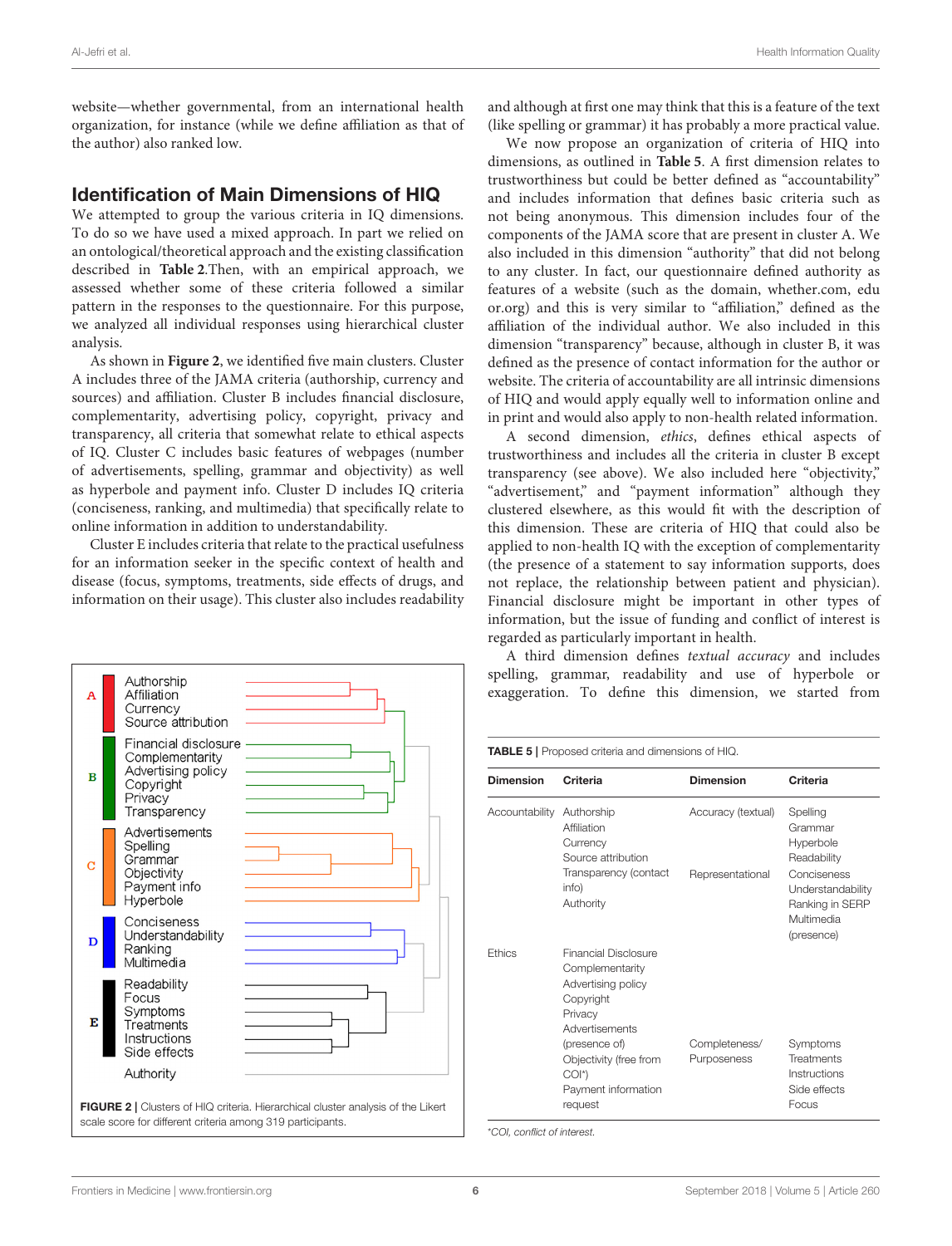website—whether governmental, from an international health organization, for instance (while we define affiliation as that of the author) also ranked low.

## Identification of Main Dimensions of HIQ

We attempted to group the various criteria in IQ dimensions. To do so we have used a mixed approach. In part we relied on an ontological/theoretical approach and the existing classification described in **Table 2**.Then, with an empirical approach, we assessed whether some of these criteria followed a similar pattern in the responses to the questionnaire. For this purpose, we analyzed all individual responses using hierarchical cluster analysis.

As shown in **Figure 2**, we identified five main clusters. Cluster A includes three of the JAMA criteria (authorship, currency and sources) and affiliation. Cluster B includes financial disclosure, complementarity, advertising policy, copyright, privacy and transparency, all criteria that somewhat relate to ethical aspects of IQ. Cluster C includes basic features of webpages (number of advertisements, spelling, grammar and objectivity) as well as hyperbole and payment info. Cluster D includes IQ criteria (conciseness, ranking, and multimedia) that specifically relate to online information in addition to understandability.

Cluster E includes criteria that relate to the practical usefulness for an information seeker in the specific context of health and disease (focus, symptoms, treatments, side effects of drugs, and information on their usage). This cluster also includes readability

**FIGURE 2 |** Clusters of HIQ criteria. Hierarchical cluster analysis of the Likert scale score for different criteria among 319 participants.

and although at first one may think that this is a feature of the text (like spelling or grammar) it has probably a more practical value.

We now propose an organization of criteria of HIQ into dimensions, as outlined in **Table 5**. A first dimension relates to trustworthiness but could be better defined as "accountability" and includes information that defines basic criteria such as not being anonymous. This dimension includes four of the components of the JAMA score that are present in cluster A. We also included in this dimension "authority" that did not belong to any cluster. In fact, our questionnaire defined authority as features of a website (such as the domain, whether.com, edu or.org) and this is very similar to "affiliation," defined as the affiliation of the individual author. We also included in this dimension "transparency" because, although in cluster B, it was defined as the presence of contact information for the author or website. The criteria of accountability are all intrinsic dimensions of HIQ and would apply equally well to information online and in print and would also apply to non-health related information.

A second dimension, *ethics*, defines ethical aspects of trustworthiness and includes all the criteria in cluster B except transparency (see above). We also included here "objectivity," "advertisement," and "payment information" although they clustered elsewhere, as this would fit with the description of this dimension. These are criteria of HIQ that could also be applied to non-health IQ with the exception of complementarity (the presence of a statement to say information supports, does not replace, the relationship between patient and physician). Financial disclosure might be important in other types of information, but the issue of funding and conflict of interest is regarded as particularly important in health.

A third dimension defines *textual accuracy* and includes spelling, grammar, readability and use of hyperbole or exaggeration. To define this dimension, we started from

**TABLE 5 |** Proposed criteria and dimensions of HIQ.

| Dimension | Criteria | Dimension | Criteria |
|---|---|---|---|
| Accountability | Authorship<br>Affiliation<br>Currency<br>Source attribution<br>Transparency (contact info)<br>Authority | Accuracy (textual)<br><br><br><br>Representational | Spelling<br>Grammar<br>Hyperbole<br>Readability<br>Conciseness<br>Understandability<br>Ranking in SERP<br>Multimedia (presence) |
| Ethics | Financial Disclosure<br>Complementarity<br>Advertising policy<br>Copyright<br>Privacy<br>Advertisements (presence of)<br>Objectivity (free from COI*)<br>Payment information request | Completeness/ Purposeness | Symptoms<br>Treatments<br>Instructions<br>Side effects<br>Focus |

*COI, conflict of interest.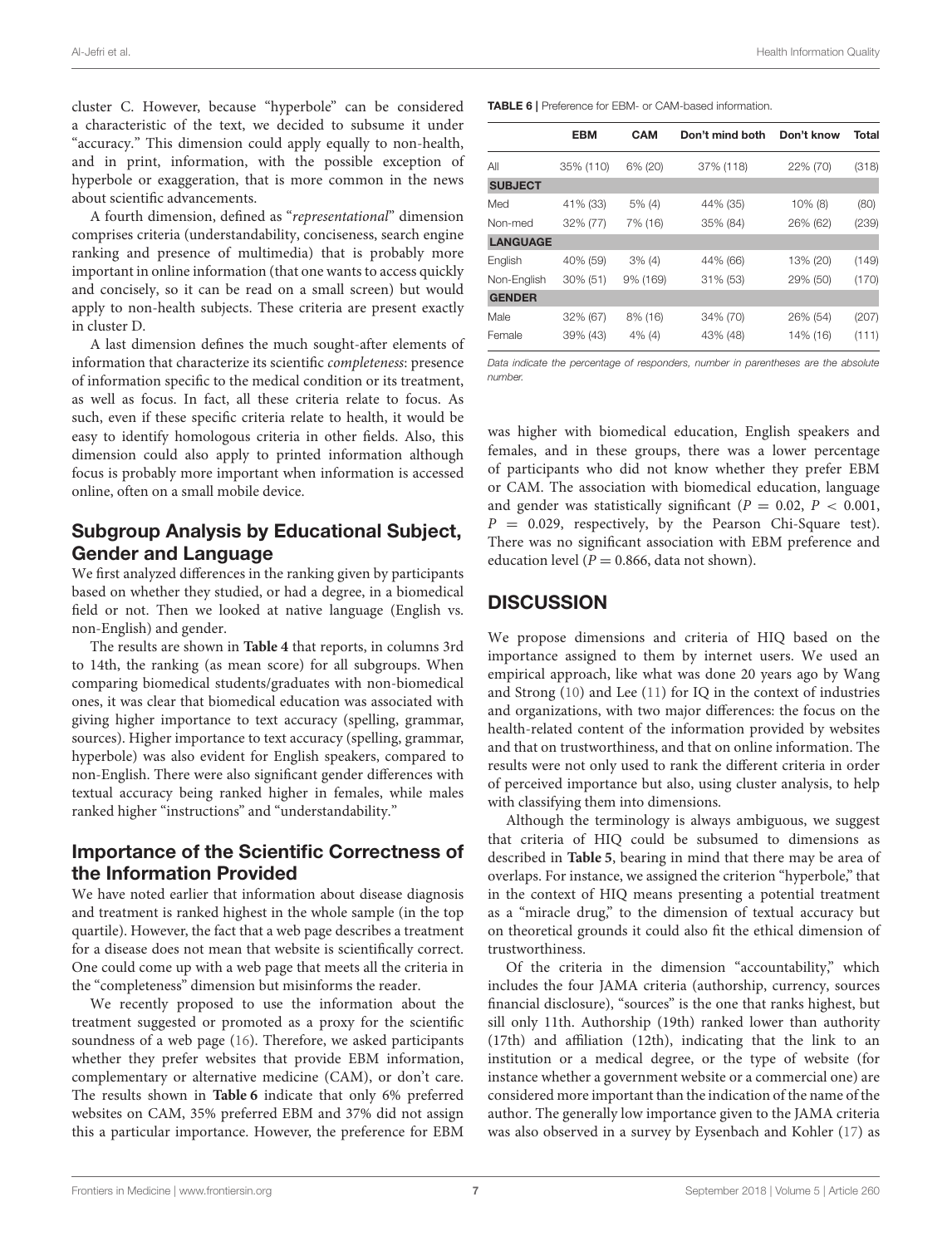cluster C. However, because "hyperbole" can be considered a characteristic of the text, we decided to subsume it under "accuracy." This dimension could apply equally to non-health, and in print, information, with the possible exception of hyperbole or exaggeration, that is more common in the news about scientific advancements.

A fourth dimension, defined as "*representational*" dimension comprises criteria (understandability, conciseness, search engine ranking and presence of multimedia) that is probably more important in online information (that one wants to access quickly and concisely, so it can be read on a small screen) but would apply to non-health subjects. These criteria are present exactly in cluster D.

A last dimension defines the much sought-after elements of information that characterize its scientific *completeness*: presence of information specific to the medical condition or its treatment, as well as focus. In fact, all these criteria relate to focus. As such, even if these specific criteria relate to health, it would be easy to identify homologous criteria in other fields. Also, this dimension could also apply to printed information although focus is probably more important when information is accessed online, often on a small mobile device.

## Subgroup Analysis by Educational Subject, Gender and Language

We first analyzed differences in the ranking given by participants based on whether they studied, or had a degree, in a biomedical field or not. Then we looked at native language (English vs. non-English) and gender.

The results are shown in **Table 4** that reports, in columns 3rd to 14th, the ranking (as mean score) for all subgroups. When comparing biomedical students/graduates with non-biomedical ones, it was clear that biomedical education was associated with giving higher importance to text accuracy (spelling, grammar, sources). Higher importance to text accuracy (spelling, grammar, hyperbole) was also evident for English speakers, compared to non-English. There were also significant gender differences with textual accuracy being ranked higher in females, while males ranked higher "instructions" and "understandability."

## Importance of the Scientific Correctness of the Information Provided

We have noted earlier that information about disease diagnosis and treatment is ranked highest in the whole sample (in the top quartile). However, the fact that a web page describes a treatment for a disease does not mean that website is scientifically correct. One could come up with a web page that meets all the criteria in the "completeness" dimension but misinforms the reader.

We recently proposed to use the information about the treatment suggested or promoted as a proxy for the scientific soundness of a web page (16). Therefore, we asked participants whether they prefer websites that provide EBM information, complementary or alternative medicine (CAM), or don't care. The results shown in **Table 6** indicate that only 6% preferred websites on CAM, 35% preferred EBM and 37% did not assign this a particular importance. However, the preference for EBM

**TABLE 6** | Preference for EBM- or CAM-based information.

| | EBM | CAM | Don't mind both | Don't know | Total |
|---|---|---|---|---|---|
| All | 35% (110) | 6% (20) | 37% (118) | 22% (70) | (318) |
| **SUBJECT** | | | | | |
| Med | 41% (33) | 5% (4) | 44% (35) | 10% (8) | (80) |
| Non-med | 32% (77) | 7% (16) | 35% (84) | 26% (62) | (239) |
| **LANGUAGE** | | | | | |
| English | 40% (59) | 3% (4) | 44% (66) | 13% (20) | (149) |
| Non-English | 30% (51) | 9% (169) | 31% (53) | 29% (50) | (170) |
| **GENDER** | | | | | |
| Male | 32% (67) | 8% (16) | 34% (70) | 26% (54) | (207) |
| Female | 39% (43) | 4% (4) | 43% (48) | 14% (16) | (111) |

*Data indicate the percentage of responders, number in parentheses are the absolute number.*

was higher with biomedical education, English speakers and females, and in these groups, there was a lower percentage of participants who did not know whether they prefer EBM or CAM. The association with biomedical education, language and gender was statistically significant ($P = 0.02$, $P < 0.001$, $P = 0.029$, respectively, by the Pearson Chi-Square test). There was no significant association with EBM preference and education level ($P = 0.866$, data not shown).

## DISCUSSION

We propose dimensions and criteria of HIQ based on the importance assigned to them by internet users. We used an empirical approach, like what was done 20 years ago by Wang and Strong (10) and Lee (11) for IQ in the context of industries and organizations, with two major differences: the focus on the health-related content of the information provided by websites and that on trustworthiness, and that on online information. The results were not only used to rank the different criteria in order of perceived importance but also, using cluster analysis, to help with classifying them into dimensions.

Although the terminology is always ambiguous, we suggest that criteria of HIQ could be subsumed to dimensions as described in **Table 5**, bearing in mind that there may be area of overlaps. For instance, we assigned the criterion "hyperbole," that in the context of HIQ means presenting a potential treatment as a "miracle drug," to the dimension of textual accuracy but on theoretical grounds it could also fit the ethical dimension of trustworthiness.

Of the criteria in the dimension "accountability," which includes the four JAMA criteria (authorship, currency, sources financial disclosure), "sources" is the one that ranks highest, but sill only 11th. Authorship (19th) ranked lower than authority (17th) and affiliation (12th), indicating that the link to an institution or a medical degree, or the type of website (for instance whether a government website or a commercial one) are considered more important than the indication of the name of the author. The generally low importance given to the JAMA criteria was also observed in a survey by Eysenbach and Kohler (17) as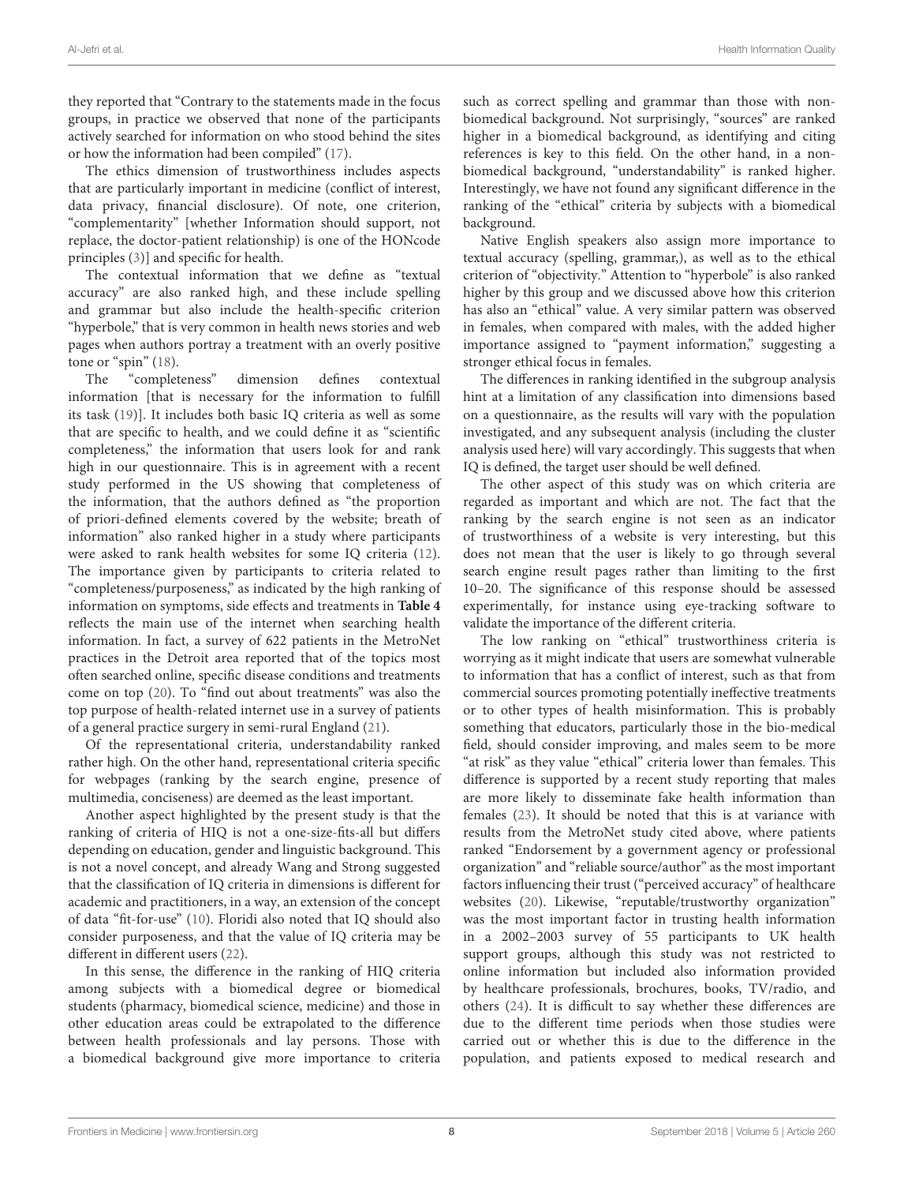they reported that "Contrary to the statements made in the focus groups, in practice we observed that none of the participants actively searched for information on who stood behind the sites or how the information had been compiled" (17).

The ethics dimension of trustworthiness includes aspects that are particularly important in medicine (conflict of interest, data privacy, financial disclosure). Of note, one criterion, "complementarity" [whether Information should support, not replace, the doctor-patient relationship) is one of the HONcode principles (3)] and specific for health.

The contextual information that we define as "textual accuracy" are also ranked high, and these include spelling and grammar but also include the health-specific criterion "hyperbole," that is very common in health news stories and web pages when authors portray a treatment with an overly positive tone or "spin" (18).

The "completeness" dimension defines contextual information [that is necessary for the information to fulfill its task (19)]. It includes both basic IQ criteria as well as some that are specific to health, and we could define it as "scientific completeness," the information that users look for and rank high in our questionnaire. This is in agreement with a recent study performed in the US showing that completeness of the information, that the authors defined as "the proportion of priori-defined elements covered by the website; breath of information" also ranked higher in a study where participants were asked to rank health websites for some IQ criteria (12). The importance given by participants to criteria related to "completeness/purposeness," as indicated by the high ranking of information on symptoms, side effects and treatments in **Table 4** reflects the main use of the internet when searching health information. In fact, a survey of 622 patients in the MetroNet practices in the Detroit area reported that of the topics most often searched online, specific disease conditions and treatments come on top (20). To "find out about treatments" was also the top purpose of health-related internet use in a survey of patients of a general practice surgery in semi-rural England (21).

Of the representational criteria, understandability ranked rather high. On the other hand, representational criteria specific for webpages (ranking by the search engine, presence of multimedia, conciseness) are deemed as the least important.

Another aspect highlighted by the present study is that the ranking of criteria of HIQ is not a one-size-fits-all but differs depending on education, gender and linguistic background. This is not a novel concept, and already Wang and Strong suggested that the classification of IQ criteria in dimensions is different for academic and practitioners, in a way, an extension of the concept of data "fit-for-use" (10). Floridi also noted that IQ should also consider purposeness, and that the value of IQ criteria may be different in different users (22).

In this sense, the difference in the ranking of HIQ criteria among subjects with a biomedical degree or biomedical students (pharmacy, biomedical science, medicine) and those in other education areas could be extrapolated to the difference between health professionals and lay persons. Those with a biomedical background give more importance to criteria such as correct spelling and grammar than those with non-biomedical background. Not surprisingly, "sources" are ranked higher in a biomedical background, as identifying and citing references is key to this field. On the other hand, in a non-biomedical background, "understandability" is ranked higher. Interestingly, we have not found any significant difference in the ranking of the "ethical" criteria by subjects with a biomedical background.

Native English speakers also assign more importance to textual accuracy (spelling, grammar,), as well as to the ethical criterion of "objectivity." Attention to "hyperbole" is also ranked higher by this group and we discussed above how this criterion has also an "ethical" value. A very similar pattern was observed in females, when compared with males, with the added higher importance assigned to "payment information," suggesting a stronger ethical focus in females.

The differences in ranking identified in the subgroup analysis hint at a limitation of any classification into dimensions based on a questionnaire, as the results will vary with the population investigated, and any subsequent analysis (including the cluster analysis used here) will vary accordingly. This suggests that when IQ is defined, the target user should be well defined.

The other aspect of this study was on which criteria are regarded as important and which are not. The fact that the ranking by the search engine is not seen as an indicator of trustworthiness of a website is very interesting, but this does not mean that the user is likely to go through several search engine result pages rather than limiting to the first 10–20. The significance of this response should be assessed experimentally, for instance using eye-tracking software to validate the importance of the different criteria.

The low ranking on "ethical" trustworthiness criteria is worrying as it might indicate that users are somewhat vulnerable to information that has a conflict of interest, such as that from commercial sources promoting potentially ineffective treatments or to other types of health misinformation. This is probably something that educators, particularly those in the bio-medical field, should consider improving, and males seem to be more "at risk" as they value "ethical" criteria lower than females. This difference is supported by a recent study reporting that males are more likely to disseminate fake health information than females (23). It should be noted that this is at variance with results from the MetroNet study cited above, where patients ranked "Endorsement by a government agency or professional organization" and "reliable source/author" as the most important factors influencing their trust ("perceived accuracy" of healthcare websites (20). Likewise, "reputable/trustworthy organization" was the most important factor in trusting health information in a 2002–2003 survey of 55 participants to UK health support groups, although this study was not restricted to online information but included also information provided by healthcare professionals, brochures, books, TV/radio, and others (24). It is difficult to say whether these differences are due to the different time periods when those studies were carried out or whether this is due to the difference in the population, and patients exposed to medical research and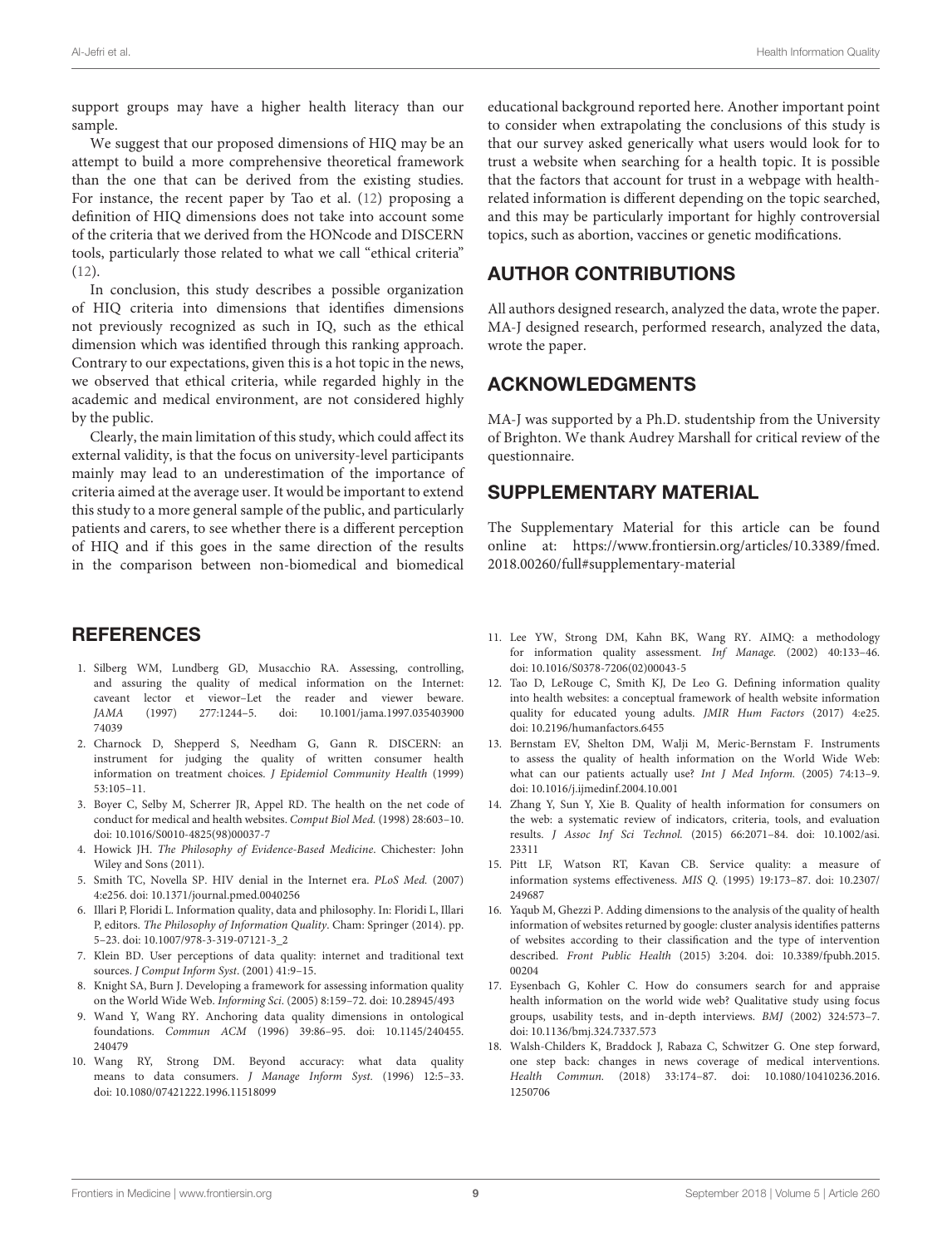support groups may have a higher health literacy than our sample.

We suggest that our proposed dimensions of HIQ may be an attempt to build a more comprehensive theoretical framework than the one that can be derived from the existing studies. For instance, the recent paper by Tao et al. (12) proposing a definition of HIQ dimensions does not take into account some of the criteria that we derived from the HONcode and DISCERN tools, particularly those related to what we call "ethical criteria" (12).

In conclusion, this study describes a possible organization of HIQ criteria into dimensions that identifies dimensions not previously recognized as such in IQ, such as the ethical dimension which was identified through this ranking approach. Contrary to our expectations, given this is a hot topic in the news, we observed that ethical criteria, while regarded highly in the academic and medical environment, are not considered highly by the public.

Clearly, the main limitation of this study, which could affect its external validity, is that the focus on university-level participants mainly may lead to an underestimation of the importance of criteria aimed at the average user. It would be important to extend this study to a more general sample of the public, and particularly patients and carers, to see whether there is a different perception of HIQ and if this goes in the same direction of the results in the comparison between non-biomedical and biomedical educational background reported here. Another important point to consider when extrapolating the conclusions of this study is that our survey asked generically what users would look for to trust a website when searching for a health topic. It is possible that the factors that account for trust in a webpage with health-related information is different depending on the topic searched, and this may be particularly important for highly controversial topics, such as abortion, vaccines or genetic modifications.

## AUTHOR CONTRIBUTIONS

All authors designed research, analyzed the data, wrote the paper. MA-J designed research, performed research, analyzed the data, wrote the paper.

## ACKNOWLEDGMENTS

MA-J was supported by a Ph.D. studentship from the University of Brighton. We thank Audrey Marshall for critical review of the questionnaire.

## SUPPLEMENTARY MATERIAL

The Supplementary Material for this article can be found online at: https://www.frontiersin.org/articles/10.3389/fmed.2018.00260/full#supplementary-material

## REFERENCES

1. Silberg WM, Lundberg GD, Musacchio RA. Assessing, controlling, and assuring the quality of medical information on the Internet: caveant lector et viewor–Let the reader and viewer beware. *JAMA* (1997) 277:1244–5. doi: 10.1001/jama.1997.03540390074039
2. Charnock D, Shepperd S, Needham G, Gann R. DISCERN: an instrument for judging the quality of written consumer health information on treatment choices. *J Epidemiol Community Health* (1999) 53:105–11.
3. Boyer C, Selby M, Scherrer JR, Appel RD. The health on the net code of conduct for medical and health websites. *Comput Biol Med.* (1998) 28:603–10. doi: 10.1016/S0010-4825(98)00037-7
4. Howick JH. *The Philosophy of Evidence-Based Medicine*. Chichester: John Wiley and Sons (2011).
5. Smith TC, Novella SP. HIV denial in the Internet era. *PLoS Med.* (2007) 4:e256. doi: 10.1371/journal.pmed.0040256
6. Illari P, Floridi L. Information quality, data and philosophy. In: Floridi L, Illari P, editors. *The Philosophy of Information Quality*. Cham: Springer (2014). pp. 5–23. doi: 10.1007/978-3-319-07121-3_2
7. Klein BD. User perceptions of data quality: internet and traditional text sources. *J Comput Inform Syst*. (2001) 41:9–15.
8. Knight SA, Burn J. Developing a framework for assessing information quality on the World Wide Web. *Informing Sci*. (2005) 8:159–72. doi: 10.28945/493
9. Wand Y, Wang RY. Anchoring data quality dimensions in ontological foundations. *Commun ACM* (1996) 39:86–95. doi: 10.1145/240455.240479
10. Wang RY, Strong DM. Beyond accuracy: what data quality means to data consumers. *J Manage Inform Syst.* (1996) 12:5–33. doi: 10.1080/07421222.1996.11518099
11. Lee YW, Strong DM, Kahn BK, Wang RY. AIMQ: a methodology for information quality assessment. *Inf Manage.* (2002) 40:133–46. doi: 10.1016/S0378-7206(02)00043-5
12. Tao D, LeRouge C, Smith KJ, De Leo G. Defining information quality into health websites: a conceptual framework of health website information quality for educated young adults. *JMIR Hum Factors* (2017) 4:e25. doi: 10.2196/humanfactors.6455
13. Bernstam EV, Shelton DM, Walji M, Meric-Bernstam F. Instruments to assess the quality of health information on the World Wide Web: what can our patients actually use? *Int J Med Inform.* (2005) 74:13–9. doi: 10.1016/j.ijmedinf.2004.10.001
14. Zhang Y, Sun Y, Xie B. Quality of health information for consumers on the web: a systematic review of indicators, criteria, tools, and evaluation results. *J Assoc Inf Sci Technol.* (2015) 66:2071–84. doi: 10.1002/asi.23311
15. Pitt LF, Watson RT, Kavan CB. Service quality: a measure of information systems effectiveness. *MIS Q.* (1995) 19:173–87. doi: 10.2307/249687
16. Yaqub M, Ghezzi P. Adding dimensions to the analysis of the quality of health information of websites returned by google: cluster analysis identifies patterns of websites according to their classification and the type of intervention described. *Front Public Health* (2015) 3:204. doi: 10.3389/fpubh.2015.00204
17. Eysenbach G, Kohler C. How do consumers search for and appraise health information on the world wide web? Qualitative study using focus groups, usability tests, and in-depth interviews. *BMJ* (2002) 324:573–7. doi: 10.1136/bmj.324.7337.573
18. Walsh-Childers K, Braddock J, Rabaza C, Schwitzer G. One step forward, one step back: changes in news coverage of medical interventions. *Health Commun.* (2018) 33:174–87. doi: 10.1080/10410236.2016.1250706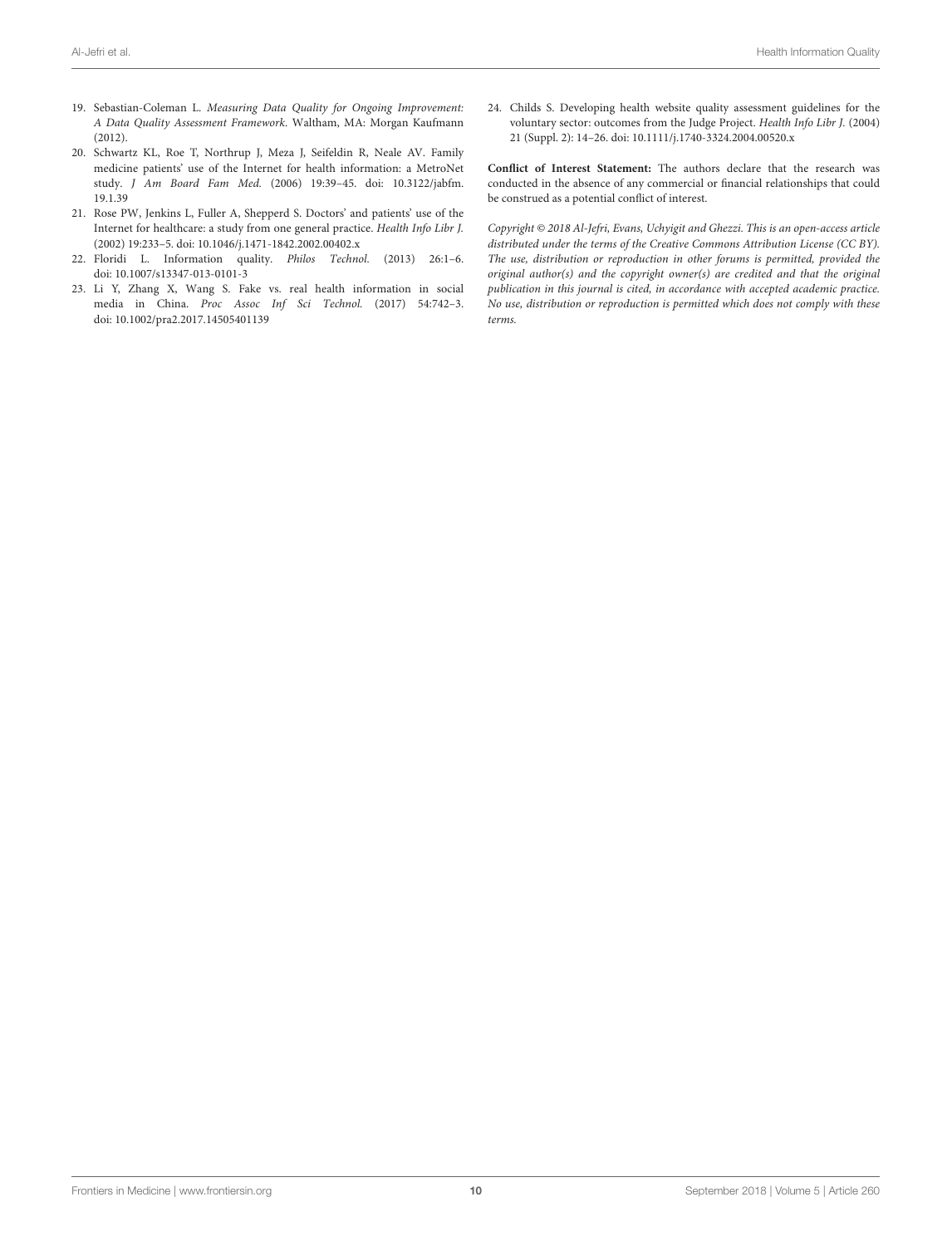19. Sebastian-Coleman L. *Measuring Data Quality for Ongoing Improvement: A Data Quality Assessment Framework*. Waltham, MA: Morgan Kaufmann (2012).
20. Schwartz KL, Roe T, Northrup J, Meza J, Seifeldin R, Neale AV. Family medicine patients' use of the Internet for health information: a MetroNet study. *J Am Board Fam Med.* (2006) 19:39–45. doi: 10.3122/jabfm.19.1.39
21. Rose PW, Jenkins L, Fuller A, Shepperd S. Doctors' and patients' use of the Internet for healthcare: a study from one general practice. *Health Info Libr J.* (2002) 19:233–5. doi: 10.1046/j.1471-1842.2002.00402.x
22. Floridi L. Information quality. *Philos Technol.* (2013) 26:1–6. doi: 10.1007/s13347-013-0101-3
23. Li Y, Zhang X, Wang S. Fake vs. real health information in social media in China. *Proc Assoc Inf Sci Technol.* (2017) 54:742–3. doi: 10.1002/pra2.2017.14505401139
24. Childs S. Developing health website quality assessment guidelines for the voluntary sector: outcomes from the Judge Project. *Health Info Libr J.* (2004) 21 (Suppl. 2): 14–26. doi: 10.1111/j.1740-3324.2004.00520.x

**Conflict of Interest Statement:** The authors declare that the research was conducted in the absence of any commercial or financial relationships that could be construed as a potential conflict of interest.

*Copyright © 2018 Al-Jefri, Evans, Uchyigit and Ghezzi. This is an open-access article distributed under the terms of the Creative Commons Attribution License (CC BY). The use, distribution or reproduction in other forums is permitted, provided the original author(s) and the copyright owner(s) are credited and that the original publication in this journal is cited, in accordance with accepted academic practice. No use, distribution or reproduction is permitted which does not comply with these terms.*